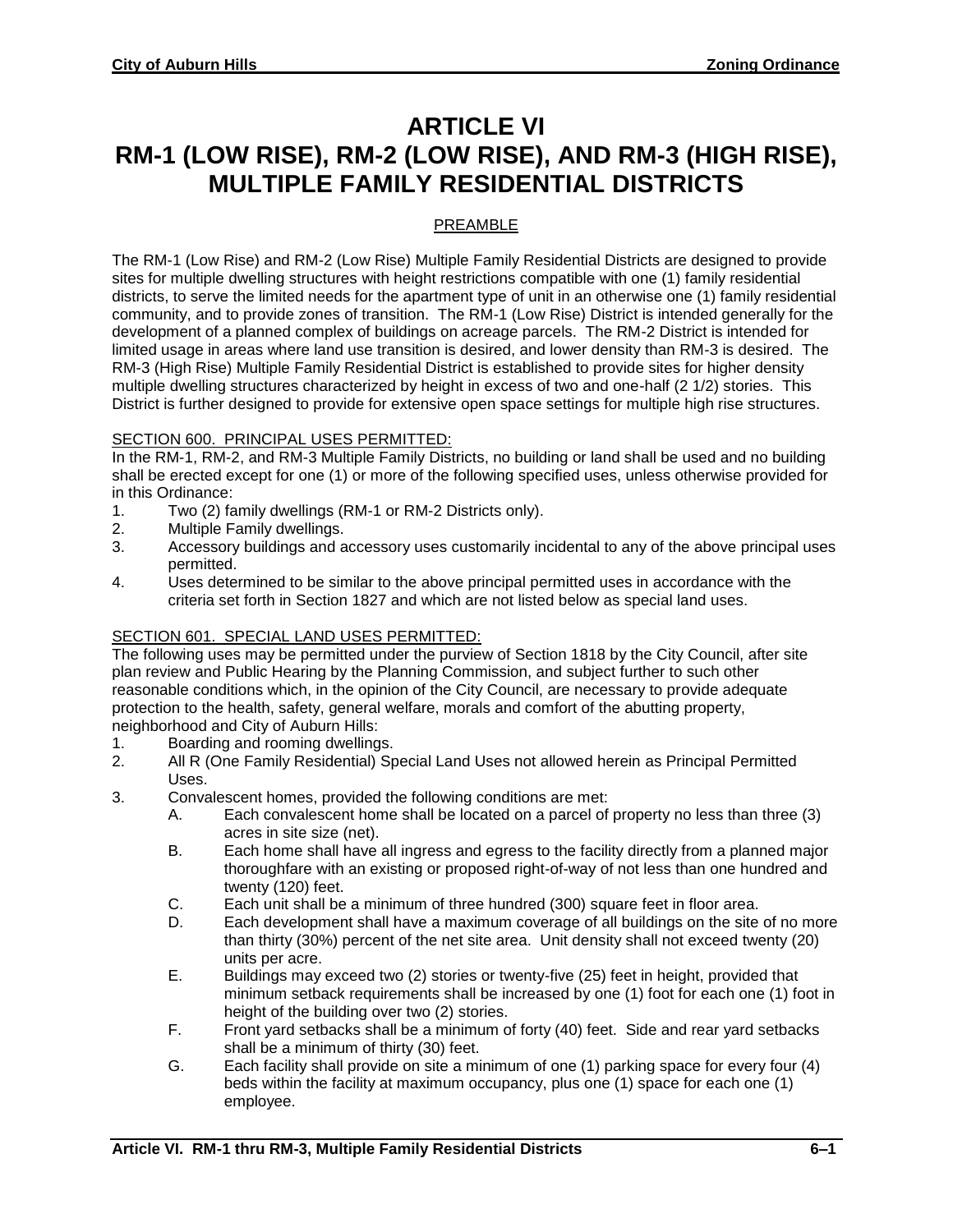# ARTICLE VI
# RM-1 (LOW RISE), RM-2 (LOW RISE), AND RM-3 (HIGH RISE), MULTIPLE FAMILY RESIDENTIAL DISTRICTS

## PREAMBLE

The RM-1 (Low Rise) and RM-2 (Low Rise) Multiple Family Residential Districts are designed to provide sites for multiple dwelling structures with height restrictions compatible with one (1) family residential districts, to serve the limited needs for the apartment type of unit in an otherwise one (1) family residential community, and to provide zones of transition. The RM-1 (Low Rise) District is intended generally for the development of a planned complex of buildings on acreage parcels. The RM-2 District is intended for limited usage in areas where land use transition is desired, and lower density than RM-3 is desired. The RM-3 (High Rise) Multiple Family Residential District is established to provide sites for higher density multiple dwelling structures characterized by height in excess of two and one-half (2 1/2) stories. This District is further designed to provide for extensive open space settings for multiple high rise structures.

### SECTION 600. PRINCIPAL USES PERMITTED:

In the RM-1, RM-2, and RM-3 Multiple Family Districts, no building or land shall be used and no building shall be erected except for one (1) or more of the following specified uses, unless otherwise provided for in this Ordinance:

1. Two (2) family dwellings (RM-1 or RM-2 Districts only).
2. Multiple Family dwellings.
3. Accessory buildings and accessory uses customarily incidental to any of the above principal uses permitted.
4. Uses determined to be similar to the above principal permitted uses in accordance with the criteria set forth in Section 1827 and which are not listed below as special land uses.

### SECTION 601. SPECIAL LAND USES PERMITTED:

The following uses may be permitted under the purview of Section 1818 by the City Council, after site plan review and Public Hearing by the Planning Commission, and subject further to such other reasonable conditions which, in the opinion of the City Council, are necessary to provide adequate protection to the health, safety, general welfare, morals and comfort of the abutting property, neighborhood and City of Auburn Hills:

1. Boarding and rooming dwellings.
2. All R (One Family Residential) Special Land Uses not allowed herein as Principal Permitted Uses.
3. Convalescent homes, provided the following conditions are met:
   - A. Each convalescent home shall be located on a parcel of property no less than three (3) acres in site size (net).
   - B. Each home shall have all ingress and egress to the facility directly from a planned major thoroughfare with an existing or proposed right-of-way of not less than one hundred and twenty (120) feet.
   - C. Each unit shall be a minimum of three hundred (300) square feet in floor area.
   - D. Each development shall have a maximum coverage of all buildings on the site of no more than thirty (30%) percent of the net site area. Unit density shall not exceed twenty (20) units per acre.
   - E. Buildings may exceed two (2) stories or twenty-five (25) feet in height, provided that minimum setback requirements shall be increased by one (1) foot for each one (1) foot in height of the building over two (2) stories.
   - F. Front yard setbacks shall be a minimum of forty (40) feet. Side and rear yard setbacks shall be a minimum of thirty (30) feet.
   - G. Each facility shall provide on site a minimum of one (1) parking space for every four (4) beds within the facility at maximum occupancy, plus one (1) space for each one (1) employee.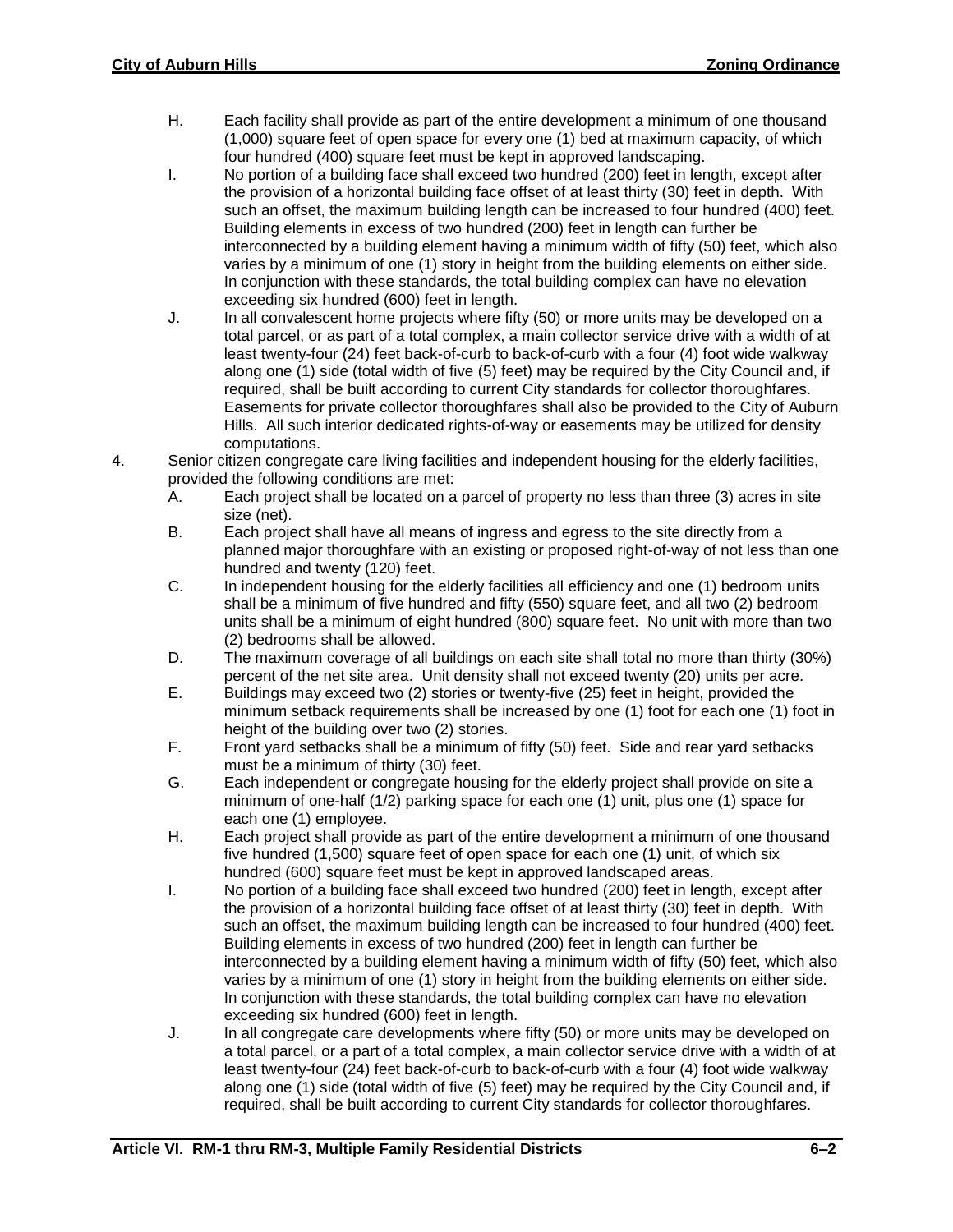H. Each facility shall provide as part of the entire development a minimum of one thousand (1,000) square feet of open space for every one (1) bed at maximum capacity, of which four hundred (400) square feet must be kept in approved landscaping.

I. No portion of a building face shall exceed two hundred (200) feet in length, except after the provision of a horizontal building face offset of at least thirty (30) feet in depth. With such an offset, the maximum building length can be increased to four hundred (400) feet. Building elements in excess of two hundred (200) feet in length can further be interconnected by a building element having a minimum width of fifty (50) feet, which also varies by a minimum of one (1) story in height from the building elements on either side. In conjunction with these standards, the total building complex can have no elevation exceeding six hundred (600) feet in length.

J. In all convalescent home projects where fifty (50) or more units may be developed on a total parcel, or as part of a total complex, a main collector service drive with a width of at least twenty-four (24) feet back-of-curb to back-of-curb with a four (4) foot wide walkway along one (1) side (total width of five (5) feet) may be required by the City Council and, if required, shall be built according to current City standards for collector thoroughfares. Easements for private collector thoroughfares shall also be provided to the City of Auburn Hills. All such interior dedicated rights-of-way or easements may be utilized for density computations.

4. Senior citizen congregate care living facilities and independent housing for the elderly facilities, provided the following conditions are met:

   A. Each project shall be located on a parcel of property no less than three (3) acres in site size (net).

   B. Each project shall have all means of ingress and egress to the site directly from a planned major thoroughfare with an existing or proposed right-of-way of not less than one hundred and twenty (120) feet.

   C. In independent housing for the elderly facilities all efficiency and one (1) bedroom units shall be a minimum of five hundred and fifty (550) square feet, and all two (2) bedroom units shall be a minimum of eight hundred (800) square feet. No unit with more than two (2) bedrooms shall be allowed.

   D. The maximum coverage of all buildings on each site shall total no more than thirty (30%) percent of the net site area. Unit density shall not exceed twenty (20) units per acre.

   E. Buildings may exceed two (2) stories or twenty-five (25) feet in height, provided the minimum setback requirements shall be increased by one (1) foot for each one (1) foot in height of the building over two (2) stories.

   F. Front yard setbacks shall be a minimum of fifty (50) feet. Side and rear yard setbacks must be a minimum of thirty (30) feet.

   G. Each independent or congregate housing for the elderly project shall provide on site a minimum of one-half (1/2) parking space for each one (1) unit, plus one (1) space for each one (1) employee.

   H. Each project shall provide as part of the entire development a minimum of one thousand five hundred (1,500) square feet of open space for each one (1) unit, of which six hundred (600) square feet must be kept in approved landscaped areas.

   I. No portion of a building face shall exceed two hundred (200) feet in length, except after the provision of a horizontal building face offset of at least thirty (30) feet in depth. With such an offset, the maximum building length can be increased to four hundred (400) feet. Building elements in excess of two hundred (200) feet in length can further be interconnected by a building element having a minimum width of fifty (50) feet, which also varies by a minimum of one (1) story in height from the building elements on either side. In conjunction with these standards, the total building complex can have no elevation exceeding six hundred (600) feet in length.

   J. In all congregate care developments where fifty (50) or more units may be developed on a total parcel, or a part of a total complex, a main collector service drive with a width of at least twenty-four (24) feet back-of-curb to back-of-curb with a four (4) foot wide walkway along one (1) side (total width of five (5) feet) may be required by the City Council and, if required, shall be built according to current City standards for collector thoroughfares.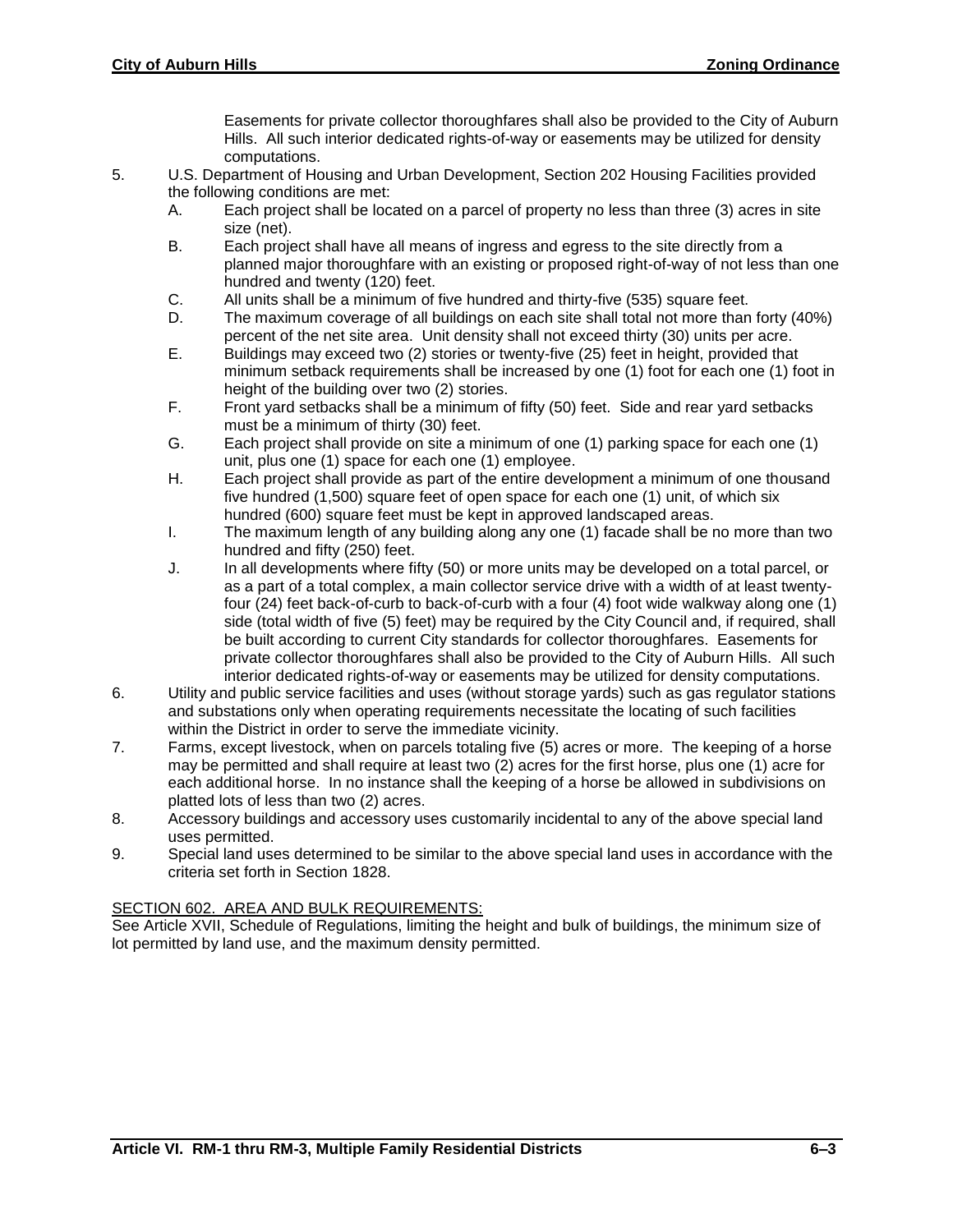Easements for private collector thoroughfares shall also be provided to the City of Auburn Hills. All such interior dedicated rights-of-way or easements may be utilized for density computations.

5. U.S. Department of Housing and Urban Development, Section 202 Housing Facilities provided the following conditions are met:
   - A. Each project shall be located on a parcel of property no less than three (3) acres in site size (net).
   - B. Each project shall have all means of ingress and egress to the site directly from a planned major thoroughfare with an existing or proposed right-of-way of not less than one hundred and twenty (120) feet.
   - C. All units shall be a minimum of five hundred and thirty-five (535) square feet.
   - D. The maximum coverage of all buildings on each site shall total not more than forty (40%) percent of the net site area. Unit density shall not exceed thirty (30) units per acre.
   - E. Buildings may exceed two (2) stories or twenty-five (25) feet in height, provided that minimum setback requirements shall be increased by one (1) foot for each one (1) foot in height of the building over two (2) stories.
   - F. Front yard setbacks shall be a minimum of fifty (50) feet. Side and rear yard setbacks must be a minimum of thirty (30) feet.
   - G. Each project shall provide on site a minimum of one (1) parking space for each one (1) unit, plus one (1) space for each one (1) employee.
   - H. Each project shall provide as part of the entire development a minimum of one thousand five hundred (1,500) square feet of open space for each one (1) unit, of which six hundred (600) square feet must be kept in approved landscaped areas.
   - I. The maximum length of any building along any one (1) facade shall be no more than two hundred and fifty (250) feet.
   - J. In all developments where fifty (50) or more units may be developed on a total parcel, or as a part of a total complex, a main collector service drive with a width of at least twenty-four (24) feet back-of-curb to back-of-curb with a four (4) foot wide walkway along one (1) side (total width of five (5) feet) may be required by the City Council and, if required, shall be built according to current City standards for collector thoroughfares. Easements for private collector thoroughfares shall also be provided to the City of Auburn Hills. All such interior dedicated rights-of-way or easements may be utilized for density computations.
6. Utility and public service facilities and uses (without storage yards) such as gas regulator stations and substations only when operating requirements necessitate the locating of such facilities within the District in order to serve the immediate vicinity.
7. Farms, except livestock, when on parcels totaling five (5) acres or more. The keeping of a horse may be permitted and shall require at least two (2) acres for the first horse, plus one (1) acre for each additional horse. In no instance shall the keeping of a horse be allowed in subdivisions on platted lots of less than two (2) acres.
8. Accessory buildings and accessory uses customarily incidental to any of the above special land uses permitted.
9. Special land uses determined to be similar to the above special land uses in accordance with the criteria set forth in Section 1828.

## SECTION 602. AREA AND BULK REQUIREMENTS:

See Article XVII, Schedule of Regulations, limiting the height and bulk of buildings, the minimum size of lot permitted by land use, and the maximum density permitted.